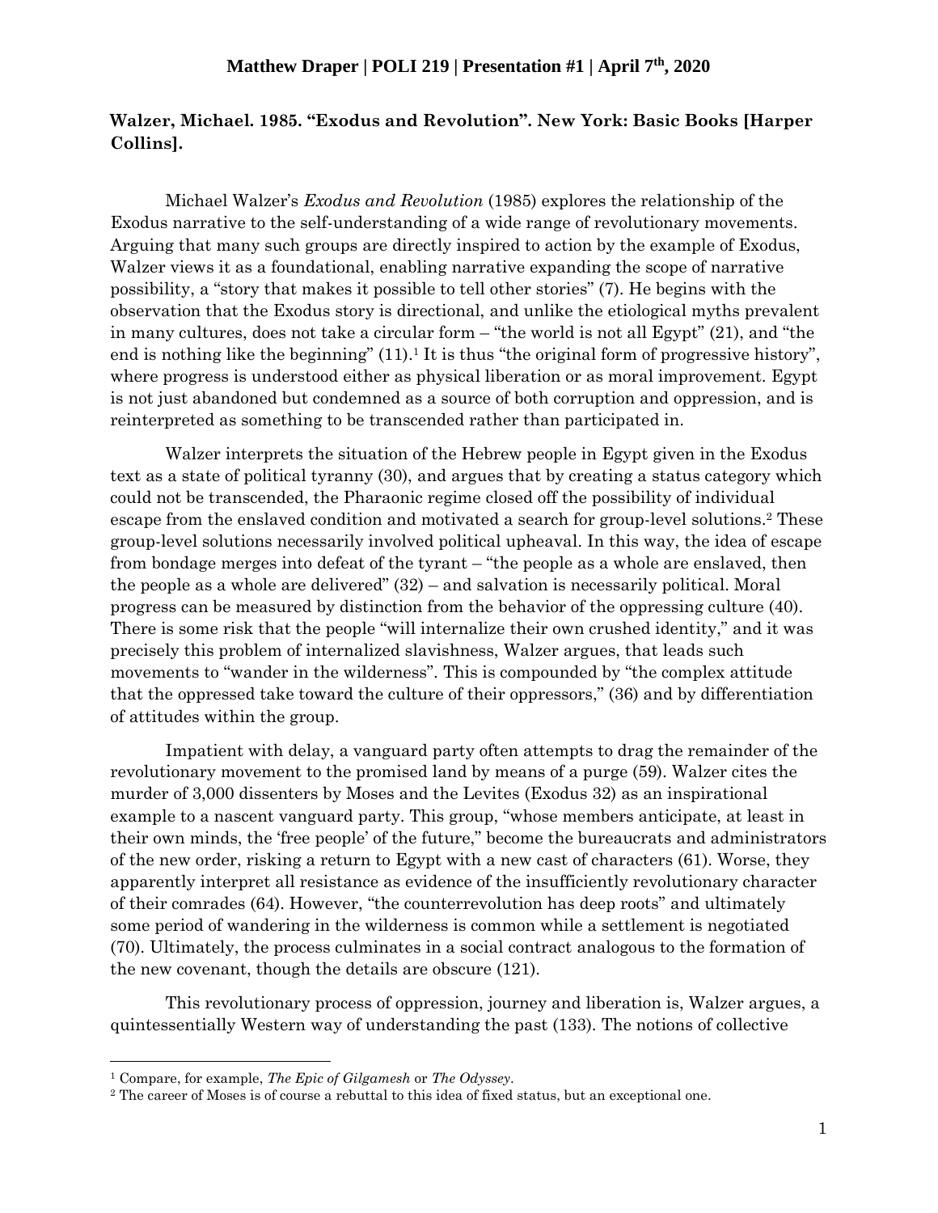**Matthew Draper | POLI 219 | Presentation #1 | April 7th, 2020**

**Walzer, Michael. 1985. "Exodus and Revolution". New York: Basic Books [Harper Collins].**

Michael Walzer's *Exodus and Revolution* (1985) explores the relationship of the Exodus narrative to the self-understanding of a wide range of revolutionary movements. Arguing that many such groups are directly inspired to action by the example of Exodus, Walzer views it as a foundational, enabling narrative expanding the scope of narrative possibility, a "story that makes it possible to tell other stories" (7). He begins with the observation that the Exodus story is directional, and unlike the etiological myths prevalent in many cultures, does not take a circular form – "the world is not all Egypt" (21), and "the end is nothing like the beginning" (11).[1] It is thus "the original form of progressive history", where progress is understood either as physical liberation or as moral improvement. Egypt is not just abandoned but condemned as a source of both corruption and oppression, and is reinterpreted as something to be transcended rather than participated in.

Walzer interprets the situation of the Hebrew people in Egypt given in the Exodus text as a state of political tyranny (30), and argues that by creating a status category which could not be transcended, the Pharaonic regime closed off the possibility of individual escape from the enslaved condition and motivated a search for group-level solutions.[2] These group-level solutions necessarily involved political upheaval. In this way, the idea of escape from bondage merges into defeat of the tyrant – "the people as a whole are enslaved, then the people as a whole are delivered" (32) – and salvation is necessarily political. Moral progress can be measured by distinction from the behavior of the oppressing culture (40). There is some risk that the people "will internalize their own crushed identity," and it was precisely this problem of internalized slavishness, Walzer argues, that leads such movements to "wander in the wilderness". This is compounded by "the complex attitude that the oppressed take toward the culture of their oppressors," (36) and by differentiation of attitudes within the group.

Impatient with delay, a vanguard party often attempts to drag the remainder of the revolutionary movement to the promised land by means of a purge (59). Walzer cites the murder of 3,000 dissenters by Moses and the Levites (Exodus 32) as an inspirational example to a nascent vanguard party. This group, "whose members anticipate, at least in their own minds, the 'free people' of the future," become the bureaucrats and administrators of the new order, risking a return to Egypt with a new cast of characters (61). Worse, they apparently interpret all resistance as evidence of the insufficiently revolutionary character of their comrades (64). However, "the counterrevolution has deep roots" and ultimately some period of wandering in the wilderness is common while a settlement is negotiated (70). Ultimately, the process culminates in a social contract analogous to the formation of the new covenant, though the details are obscure (121).

This revolutionary process of oppression, journey and liberation is, Walzer argues, a quintessentially Western way of understanding the past (133). The notions of collective

[1] Compare, for example, *The Epic of Gilgamesh* or *The Odyssey*.

[2] The career of Moses is of course a rebuttal to this idea of fixed status, but an exceptional one.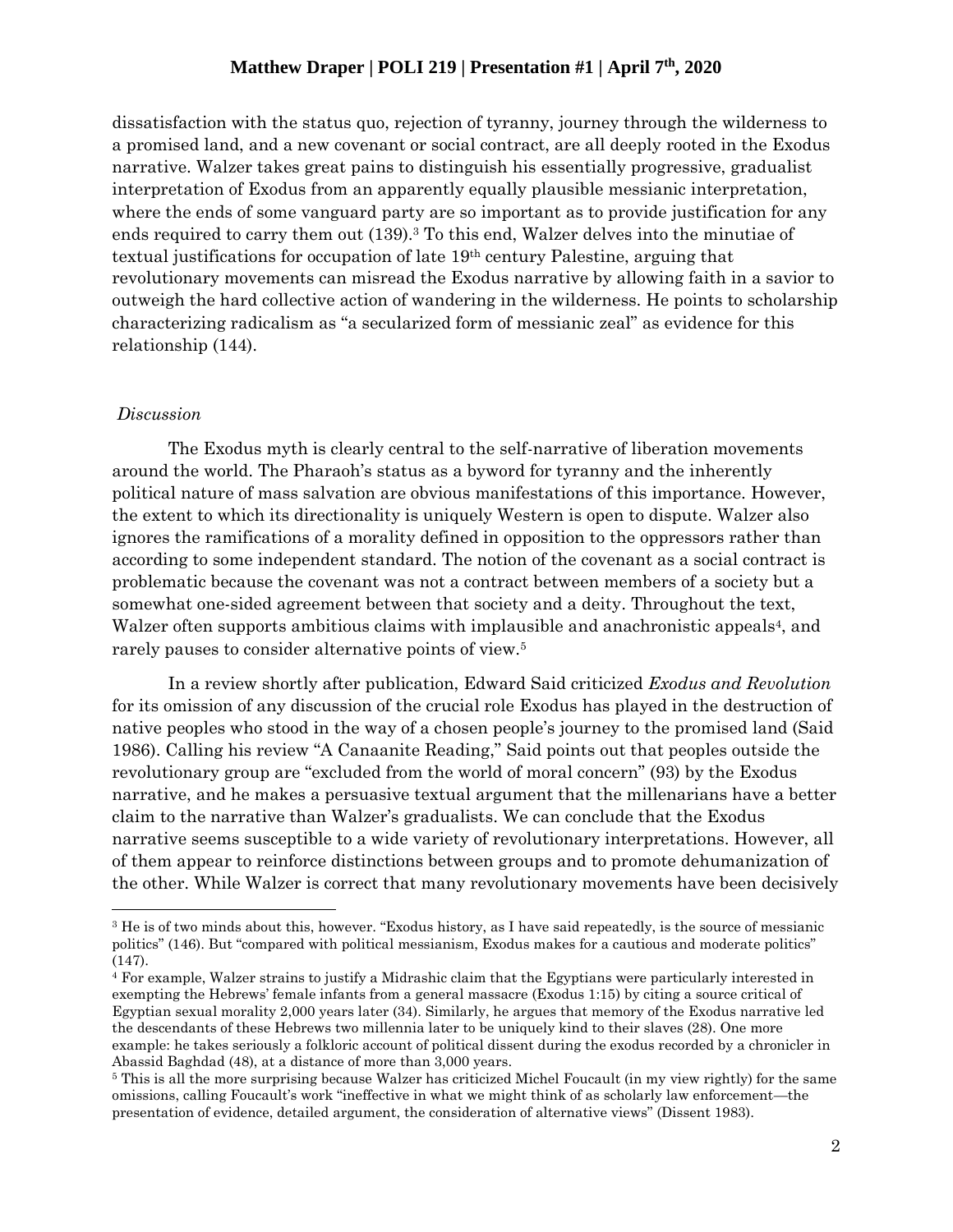dissatisfaction with the status quo, rejection of tyranny, journey through the wilderness to a promised land, and a new covenant or social contract, are all deeply rooted in the Exodus narrative. Walzer takes great pains to distinguish his essentially progressive, gradualist interpretation of Exodus from an apparently equally plausible messianic interpretation, where the ends of some vanguard party are so important as to provide justification for any ends required to carry them out (139).[3] To this end, Walzer delves into the minutiae of textual justifications for occupation of late 19th century Palestine, arguing that revolutionary movements can misread the Exodus narrative by allowing faith in a savior to outweigh the hard collective action of wandering in the wilderness. He points to scholarship characterizing radicalism as "a secularized form of messianic zeal" as evidence for this relationship (144).

*Discussion*

The Exodus myth is clearly central to the self-narrative of liberation movements around the world. The Pharaoh's status as a byword for tyranny and the inherently political nature of mass salvation are obvious manifestations of this importance. However, the extent to which its directionality is uniquely Western is open to dispute. Walzer also ignores the ramifications of a morality defined in opposition to the oppressors rather than according to some independent standard. The notion of the covenant as a social contract is problematic because the covenant was not a contract between members of a society but a somewhat one-sided agreement between that society and a deity. Throughout the text, Walzer often supports ambitious claims with implausible and anachronistic appeals[4], and rarely pauses to consider alternative points of view.[5]

In a review shortly after publication, Edward Said criticized *Exodus and Revolution* for its omission of any discussion of the crucial role Exodus has played in the destruction of native peoples who stood in the way of a chosen people's journey to the promised land (Said 1986). Calling his review "A Canaanite Reading," Said points out that peoples outside the revolutionary group are "excluded from the world of moral concern" (93) by the Exodus narrative, and he makes a persuasive textual argument that the millenarians have a better claim to the narrative than Walzer's gradualists. We can conclude that the Exodus narrative seems susceptible to a wide variety of revolutionary interpretations. However, all of them appear to reinforce distinctions between groups and to promote dehumanization of the other. While Walzer is correct that many revolutionary movements have been decisively

---

[3] He is of two minds about this, however. "Exodus history, as I have said repeatedly, is the source of messianic politics" (146). But "compared with political messianism, Exodus makes for a cautious and moderate politics" (147).

[4] For example, Walzer strains to justify a Midrashic claim that the Egyptians were particularly interested in exempting the Hebrews' female infants from a general massacre (Exodus 1:15) by citing a source critical of Egyptian sexual morality 2,000 years later (34). Similarly, he argues that memory of the Exodus narrative led the descendants of these Hebrews two millennia later to be uniquely kind to their slaves (28). One more example: he takes seriously a folkloric account of political dissent during the exodus recorded by a chronicler in Abassid Baghdad (48), at a distance of more than 3,000 years.

[5] This is all the more surprising because Walzer has criticized Michel Foucault (in my view rightly) for the same omissions, calling Foucault's work "ineffective in what we might think of as scholarly law enforcement—the presentation of evidence, detailed argument, the consideration of alternative views" (Dissent 1983).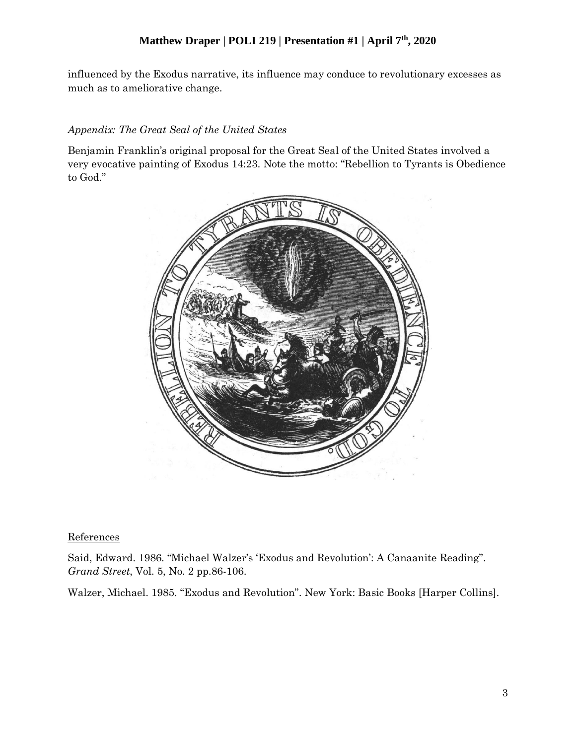influenced by the Exodus narrative, its influence may conduce to revolutionary excesses as much as to ameliorative change.

*Appendix: The Great Seal of the United States*

Benjamin Franklin's original proposal for the Great Seal of the United States involved a very evocative painting of Exodus 14:23. Note the motto: "Rebellion to Tyrants is Obedience to God."

References

Said, Edward. 1986. "Michael Walzer's 'Exodus and Revolution': A Canaanite Reading". *Grand Street*, Vol. 5, No. 2 pp.86-106.

Walzer, Michael. 1985. "Exodus and Revolution". New York: Basic Books [Harper Collins].